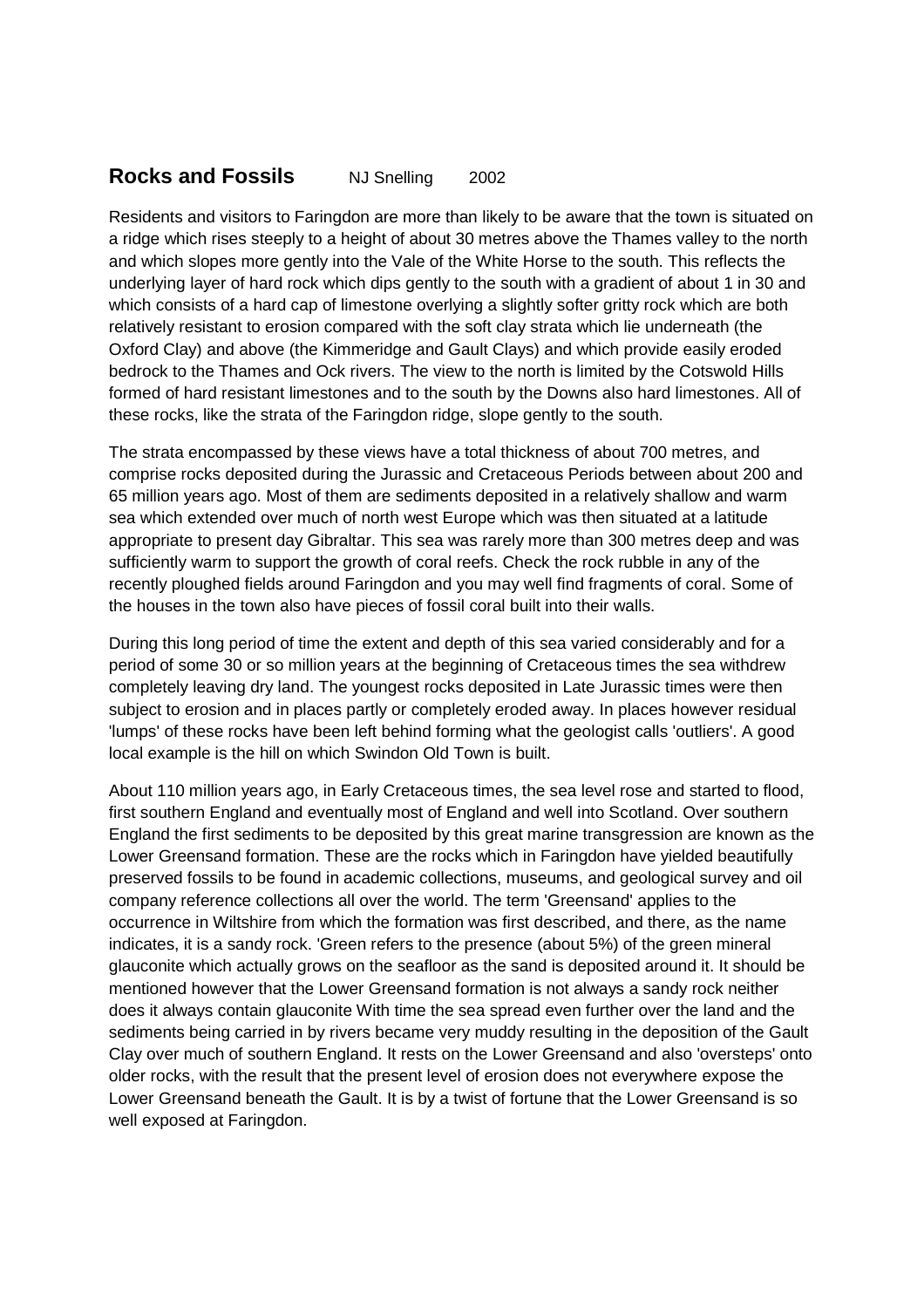# Rocks and Fossils

NJ Snelling 2002

Residents and visitors to Faringdon are more than likely to be aware that the town is situated on a ridge which rises steeply to a height of about 30 metres above the Thames valley to the north and which slopes more gently into the Vale of the White Horse to the south. This reflects the underlying layer of hard rock which dips gently to the south with a gradient of about 1 in 30 and which consists of a hard cap of limestone overlying a slightly softer gritty rock which are both relatively resistant to erosion compared with the soft clay strata which lie underneath (the Oxford Clay) and above (the Kimmeridge and Gault Clays) and which provide easily eroded bedrock to the Thames and Ock rivers. The view to the north is limited by the Cotswold Hills formed of hard resistant limestones and to the south by the Downs also hard limestones. All of these rocks, like the strata of the Faringdon ridge, slope gently to the south.

The strata encompassed by these views have a total thickness of about 700 metres, and comprise rocks deposited during the Jurassic and Cretaceous Periods between about 200 and 65 million years ago. Most of them are sediments deposited in a relatively shallow and warm sea which extended over much of north west Europe which was then situated at a latitude appropriate to present day Gibraltar. This sea was rarely more than 300 metres deep and was sufficiently warm to support the growth of coral reefs. Check the rock rubble in any of the recently ploughed fields around Faringdon and you may well find fragments of coral. Some of the houses in the town also have pieces of fossil coral built into their walls.

During this long period of time the extent and depth of this sea varied considerably and for a period of some 30 or so million years at the beginning of Cretaceous times the sea withdrew completely leaving dry land. The youngest rocks deposited in Late Jurassic times were then subject to erosion and in places partly or completely eroded away. In places however residual 'lumps' of these rocks have been left behind forming what the geologist calls 'outliers'. A good local example is the hill on which Swindon Old Town is built.

About 110 million years ago, in Early Cretaceous times, the sea level rose and started to flood, first southern England and eventually most of England and well into Scotland. Over southern England the first sediments to be deposited by this great marine transgression are known as the Lower Greensand formation. These are the rocks which in Faringdon have yielded beautifully preserved fossils to be found in academic collections, museums, and geological survey and oil company reference collections all over the world. The term 'Greensand' applies to the occurrence in Wiltshire from which the formation was first described, and there, as the name indicates, it is a sandy rock. 'Green refers to the presence (about 5%) of the green mineral glauconite which actually grows on the seafloor as the sand is deposited around it. It should be mentioned however that the Lower Greensand formation is not always a sandy rock neither does it always contain glauconite With time the sea spread even further over the land and the sediments being carried in by rivers became very muddy resulting in the deposition of the Gault Clay over much of southern England. It rests on the Lower Greensand and also 'oversteps' onto older rocks, with the result that the present level of erosion does not everywhere expose the Lower Greensand beneath the Gault. It is by a twist of fortune that the Lower Greensand is so well exposed at Faringdon.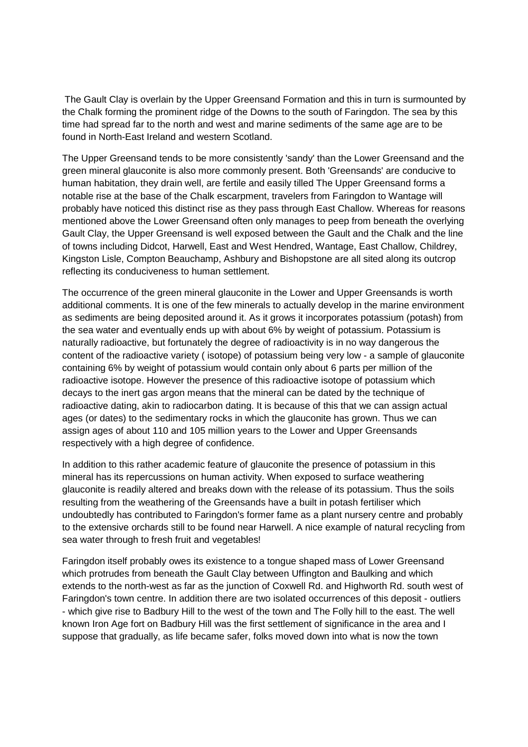The Gault Clay is overlain by the Upper Greensand Formation and this in turn is surmounted by the Chalk forming the prominent ridge of the Downs to the south of Faringdon. The sea by this time had spread far to the north and west and marine sediments of the same age are to be found in North-East Ireland and western Scotland.

The Upper Greensand tends to be more consistently 'sandy' than the Lower Greensand and the green mineral glauconite is also more commonly present. Both 'Greensands' are conducive to human habitation, they drain well, are fertile and easily tilled The Upper Greensand forms a notable rise at the base of the Chalk escarpment, travelers from Faringdon to Wantage will probably have noticed this distinct rise as they pass through East Challow. Whereas for reasons mentioned above the Lower Greensand often only manages to peep from beneath the overlying Gault Clay, the Upper Greensand is well exposed between the Gault and the Chalk and the line of towns including Didcot, Harwell, East and West Hendred, Wantage, East Challow, Childrey, Kingston Lisle, Compton Beauchamp, Ashbury and Bishopstone are all sited along its outcrop reflecting its conduciveness to human settlement.

The occurrence of the green mineral glauconite in the Lower and Upper Greensands is worth additional comments. It is one of the few minerals to actually develop in the marine environment as sediments are being deposited around it. As it grows it incorporates potassium (potash) from the sea water and eventually ends up with about 6% by weight of potassium. Potassium is naturally radioactive, but fortunately the degree of radioactivity is in no way dangerous the content of the radioactive variety ( isotope) of potassium being very low - a sample of glauconite containing 6% by weight of potassium would contain only about 6 parts per million of the radioactive isotope. However the presence of this radioactive isotope of potassium which decays to the inert gas argon means that the mineral can be dated by the technique of radioactive dating, akin to radiocarbon dating. It is because of this that we can assign actual ages (or dates) to the sedimentary rocks in which the glauconite has grown. Thus we can assign ages of about 110 and 105 million years to the Lower and Upper Greensands respectively with a high degree of confidence.

In addition to this rather academic feature of glauconite the presence of potassium in this mineral has its repercussions on human activity. When exposed to surface weathering glauconite is readily altered and breaks down with the release of its potassium. Thus the soils resulting from the weathering of the Greensands have a built in potash fertiliser which undoubtedly has contributed to Faringdon's former fame as a plant nursery centre and probably to the extensive orchards still to be found near Harwell. A nice example of natural recycling from sea water through to fresh fruit and vegetables!

Faringdon itself probably owes its existence to a tongue shaped mass of Lower Greensand which protrudes from beneath the Gault Clay between Uffington and Baulking and which extends to the north-west as far as the junction of Coxwell Rd. and Highworth Rd. south west of Faringdon's town centre. In addition there are two isolated occurrences of this deposit - outliers - which give rise to Badbury Hill to the west of the town and The Folly hill to the east. The well known Iron Age fort on Badbury Hill was the first settlement of significance in the area and I suppose that gradually, as life became safer, folks moved down into what is now the town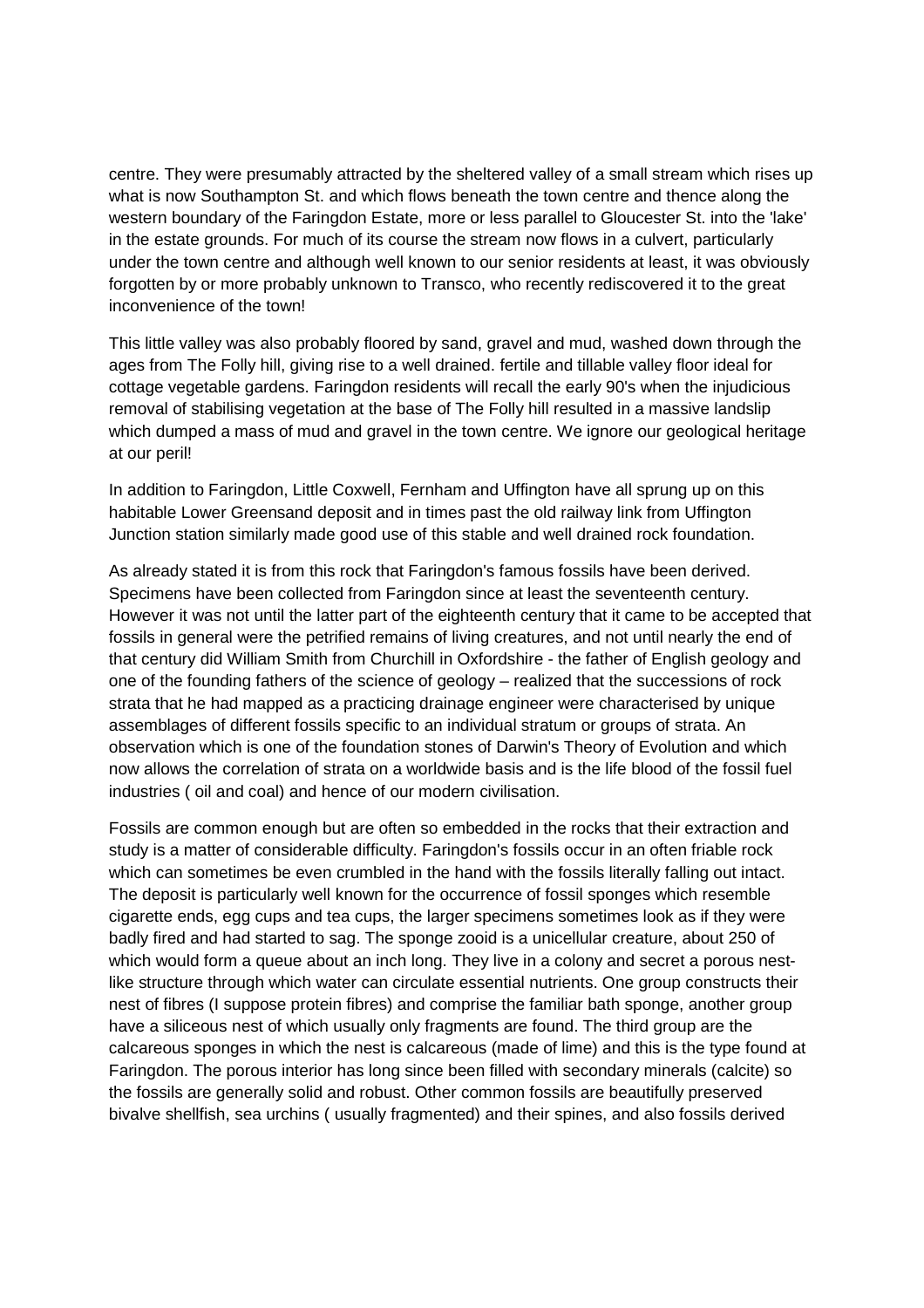centre. They were presumably attracted by the sheltered valley of a small stream which rises up what is now Southampton St. and which flows beneath the town centre and thence along the western boundary of the Faringdon Estate, more or less parallel to Gloucester St. into the 'lake' in the estate grounds. For much of its course the stream now flows in a culvert, particularly under the town centre and although well known to our senior residents at least, it was obviously forgotten by or more probably unknown to Transco, who recently rediscovered it to the great inconvenience of the town!

This little valley was also probably floored by sand, gravel and mud, washed down through the ages from The Folly hill, giving rise to a well drained. fertile and tillable valley floor ideal for cottage vegetable gardens. Faringdon residents will recall the early 90's when the injudicious removal of stabilising vegetation at the base of The Folly hill resulted in a massive landslip which dumped a mass of mud and gravel in the town centre. We ignore our geological heritage at our peril!

In addition to Faringdon, Little Coxwell, Fernham and Uffington have all sprung up on this habitable Lower Greensand deposit and in times past the old railway link from Uffington Junction station similarly made good use of this stable and well drained rock foundation.

As already stated it is from this rock that Faringdon's famous fossils have been derived. Specimens have been collected from Faringdon since at least the seventeenth century. However it was not until the latter part of the eighteenth century that it came to be accepted that fossils in general were the petrified remains of living creatures, and not until nearly the end of that century did William Smith from Churchill in Oxfordshire - the father of English geology and one of the founding fathers of the science of geology – realized that the successions of rock strata that he had mapped as a practicing drainage engineer were characterised by unique assemblages of different fossils specific to an individual stratum or groups of strata. An observation which is one of the foundation stones of Darwin's Theory of Evolution and which now allows the correlation of strata on a worldwide basis and is the life blood of the fossil fuel industries ( oil and coal) and hence of our modern civilisation.

Fossils are common enough but are often so embedded in the rocks that their extraction and study is a matter of considerable difficulty. Faringdon's fossils occur in an often friable rock which can sometimes be even crumbled in the hand with the fossils literally falling out intact. The deposit is particularly well known for the occurrence of fossil sponges which resemble cigarette ends, egg cups and tea cups, the larger specimens sometimes look as if they were badly fired and had started to sag. The sponge zooid is a unicellular creature, about 250 of which would form a queue about an inch long. They live in a colony and secret a porous nest-like structure through which water can circulate essential nutrients. One group constructs their nest of fibres (I suppose protein fibres) and comprise the familiar bath sponge, another group have a siliceous nest of which usually only fragments are found. The third group are the calcareous sponges in which the nest is calcareous (made of lime) and this is the type found at Faringdon. The porous interior has long since been filled with secondary minerals (calcite) so the fossils are generally solid and robust. Other common fossils are beautifully preserved bivalve shellfish, sea urchins ( usually fragmented) and their spines, and also fossils derived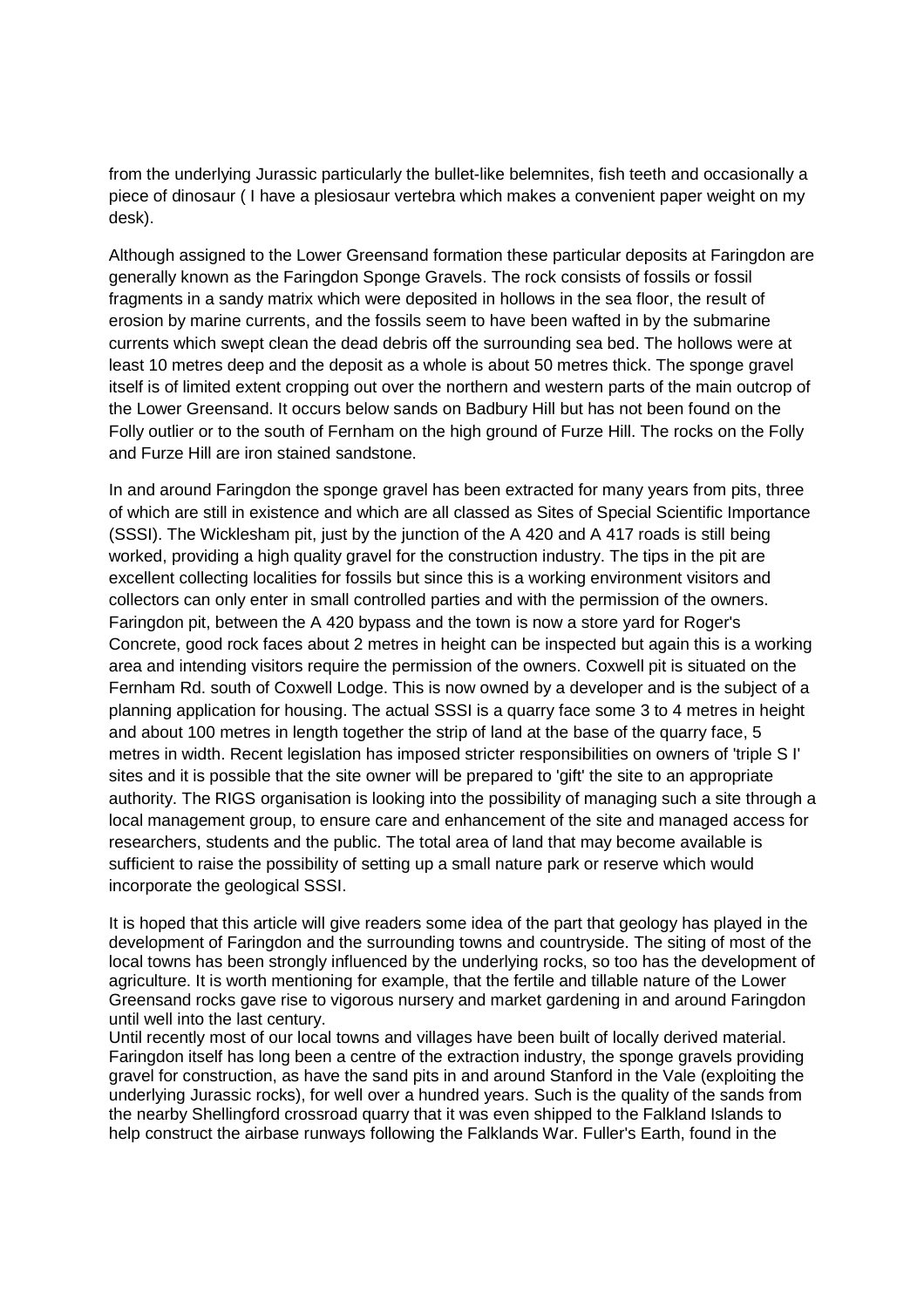from the underlying Jurassic particularly the bullet-like belemnites, fish teeth and occasionally a piece of dinosaur ( I have a plesiosaur vertebra which makes a convenient paper weight on my desk).

Although assigned to the Lower Greensand formation these particular deposits at Faringdon are generally known as the Faringdon Sponge Gravels. The rock consists of fossils or fossil fragments in a sandy matrix which were deposited in hollows in the sea floor, the result of erosion by marine currents, and the fossils seem to have been wafted in by the submarine currents which swept clean the dead debris off the surrounding sea bed. The hollows were at least 10 metres deep and the deposit as a whole is about 50 metres thick. The sponge gravel itself is of limited extent cropping out over the northern and western parts of the main outcrop of the Lower Greensand. It occurs below sands on Badbury Hill but has not been found on the Folly outlier or to the south of Fernham on the high ground of Furze Hill. The rocks on the Folly and Furze Hill are iron stained sandstone.

In and around Faringdon the sponge gravel has been extracted for many years from pits, three of which are still in existence and which are all classed as Sites of Special Scientific Importance (SSSI). The Wicklesham pit, just by the junction of the A 420 and A 417 roads is still being worked, providing a high quality gravel for the construction industry. The tips in the pit are excellent collecting localities for fossils but since this is a working environment visitors and collectors can only enter in small controlled parties and with the permission of the owners. Faringdon pit, between the A 420 bypass and the town is now a store yard for Roger's Concrete, good rock faces about 2 metres in height can be inspected but again this is a working area and intending visitors require the permission of the owners. Coxwell pit is situated on the Fernham Rd. south of Coxwell Lodge. This is now owned by a developer and is the subject of a planning application for housing. The actual SSSI is a quarry face some 3 to 4 metres in height and about 100 metres in length together the strip of land at the base of the quarry face, 5 metres in width. Recent legislation has imposed stricter responsibilities on owners of 'triple S I' sites and it is possible that the site owner will be prepared to 'gift' the site to an appropriate authority. The RIGS organisation is looking into the possibility of managing such a site through a local management group, to ensure care and enhancement of the site and managed access for researchers, students and the public. The total area of land that may become available is sufficient to raise the possibility of setting up a small nature park or reserve which would incorporate the geological SSSI.

It is hoped that this article will give readers some idea of the part that geology has played in the development of Faringdon and the surrounding towns and countryside. The siting of most of the local towns has been strongly influenced by the underlying rocks, so too has the development of agriculture. It is worth mentioning for example, that the fertile and tillable nature of the Lower Greensand rocks gave rise to vigorous nursery and market gardening in and around Faringdon until well into the last century.

Until recently most of our local towns and villages have been built of locally derived material. Faringdon itself has long been a centre of the extraction industry, the sponge gravels providing gravel for construction, as have the sand pits in and around Stanford in the Vale (exploiting the underlying Jurassic rocks), for well over a hundred years. Such is the quality of the sands from the nearby Shellingford crossroad quarry that it was even shipped to the Falkland Islands to help construct the airbase runways following the Falklands War. Fuller's Earth, found in the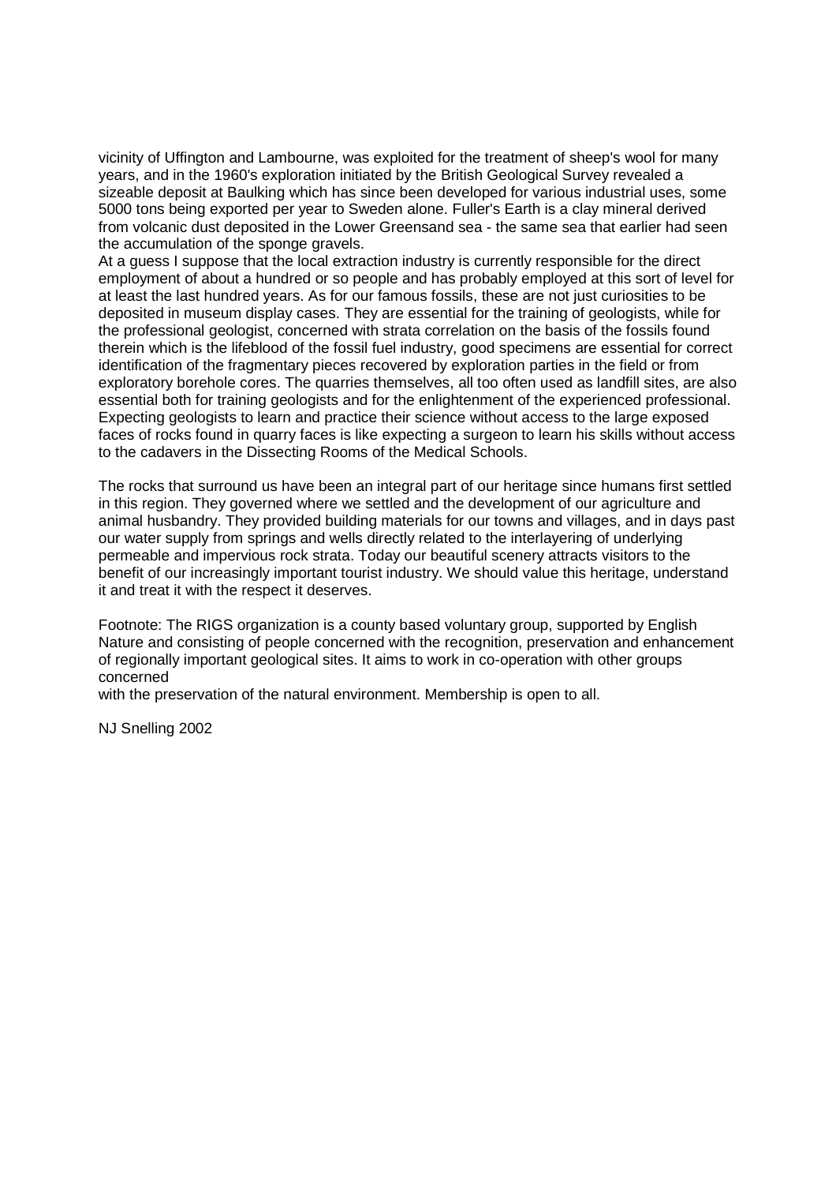vicinity of Uffington and Lambourne, was exploited for the treatment of sheep's wool for many years, and in the 1960's exploration initiated by the British Geological Survey revealed a sizeable deposit at Baulking which has since been developed for various industrial uses, some 5000 tons being exported per year to Sweden alone. Fuller's Earth is a clay mineral derived from volcanic dust deposited in the Lower Greensand sea - the same sea that earlier had seen the accumulation of the sponge gravels.
At a guess I suppose that the local extraction industry is currently responsible for the direct employment of about a hundred or so people and has probably employed at this sort of level for at least the last hundred years. As for our famous fossils, these are not just curiosities to be deposited in museum display cases. They are essential for the training of geologists, while for the professional geologist, concerned with strata correlation on the basis of the fossils found therein which is the lifeblood of the fossil fuel industry, good specimens are essential for correct identification of the fragmentary pieces recovered by exploration parties in the field or from exploratory borehole cores. The quarries themselves, all too often used as landfill sites, are also essential both for training geologists and for the enlightenment of the experienced professional. Expecting geologists to learn and practice their science without access to the large exposed faces of rocks found in quarry faces is like expecting a surgeon to learn his skills without access to the cadavers in the Dissecting Rooms of the Medical Schools.

The rocks that surround us have been an integral part of our heritage since humans first settled in this region. They governed where we settled and the development of our agriculture and animal husbandry. They provided building materials for our towns and villages, and in days past our water supply from springs and wells directly related to the interlayering of underlying permeable and impervious rock strata. Today our beautiful scenery attracts visitors to the benefit of our increasingly important tourist industry. We should value this heritage, understand it and treat it with the respect it deserves.

Footnote: The RIGS organization is a county based voluntary group, supported by English Nature and consisting of people concerned with the recognition, preservation and enhancement of regionally important geological sites. It aims to work in co-operation with other groups concerned
with the preservation of the natural environment. Membership is open to all.

NJ Snelling 2002